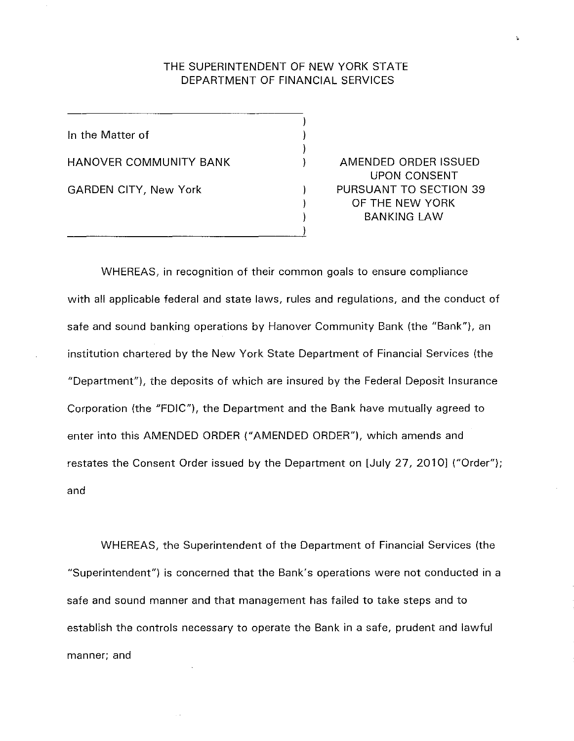THE SUPERINTENDENT OF NEW YORK STATE
DEPARTMENT OF FINANCIAL SERVICES

| | |
|---|---|
| In the Matter of<br><br>HANOVER COMMUNITY BANK<br><br>GARDEN CITY, New York | AMENDED ORDER ISSUED UPON CONSENT PURSUANT TO SECTION 39 OF THE NEW YORK BANKING LAW |

WHEREAS, in recognition of their common goals to ensure compliance with all applicable federal and state laws, rules and regulations, and the conduct of safe and sound banking operations by Hanover Community Bank (the "Bank"), an institution chartered by the New York State Department of Financial Services (the "Department"), the deposits of which are insured by the Federal Deposit Insurance Corporation (the "FDIC"), the Department and the Bank have mutually agreed to enter into this AMENDED ORDER ("AMENDED ORDER"), which amends and restates the Consent Order issued by the Department on [July 27, 2010] ("Order"); and

WHEREAS, the Superintendent of the Department of Financial Services (the "Superintendent") is concerned that the Bank's operations were not conducted in a safe and sound manner and that management has failed to take steps and to establish the controls necessary to operate the Bank in a safe, prudent and lawful manner; and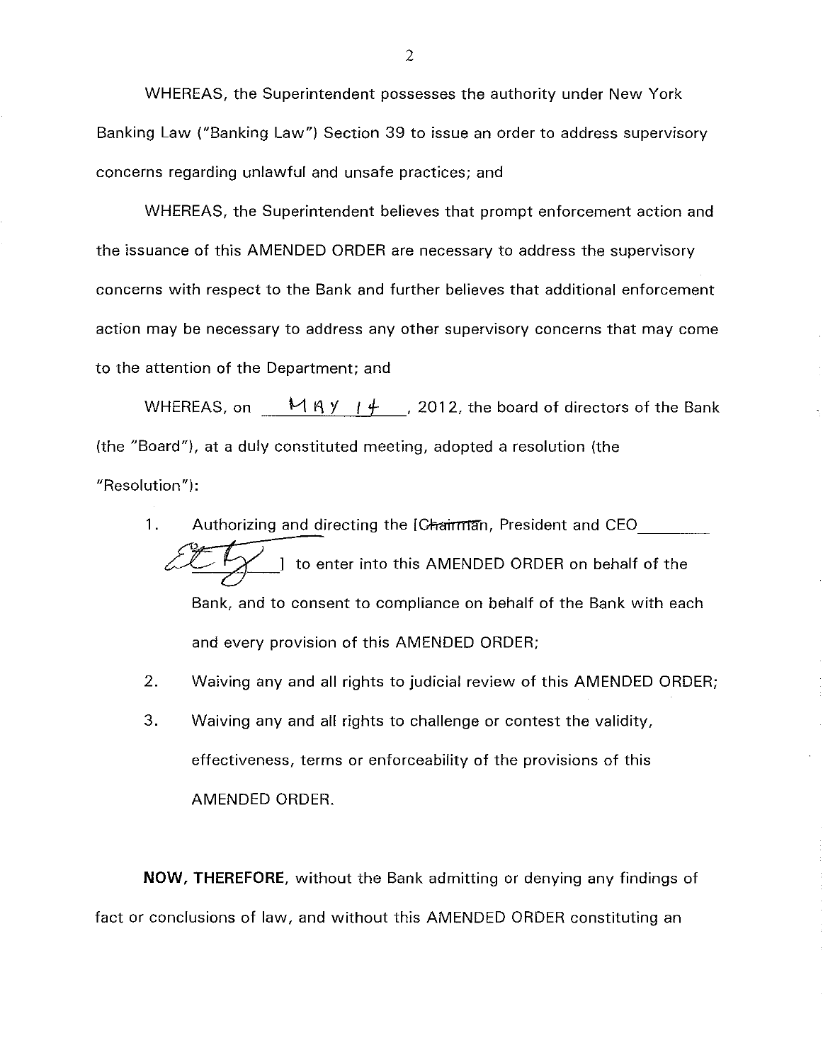WHEREAS, the Superintendent possesses the authority under New York Banking Law ("Banking Law") Section 39 to issue an order to address supervisory concerns regarding unlawful and unsafe practices; and

WHEREAS, the Superintendent believes that prompt enforcement action and the issuance of this AMENDED ORDER are necessary to address the supervisory concerns with respect to the Bank and further believes that additional enforcement action may be necessary to address any other supervisory concerns that may come to the attention of the Department; and

WHEREAS, on MAY 14, 2012, the board of directors of the Bank (the "Board"), at a duly constituted meeting, adopted a resolution (the "Resolution"):

1. Authorizing and directing the [~~Chairman~~, President and CEO ] to enter into this AMENDED ORDER on behalf of the Bank, and to consent to compliance on behalf of the Bank with each and every provision of this AMENDED ORDER;
2. Waiving any and all rights to judicial review of this AMENDED ORDER;
3. Waiving any and all rights to challenge or contest the validity, effectiveness, terms or enforceability of the provisions of this AMENDED ORDER.

**NOW, THEREFORE**, without the Bank admitting or denying any findings of fact or conclusions of law, and without this AMENDED ORDER constituting an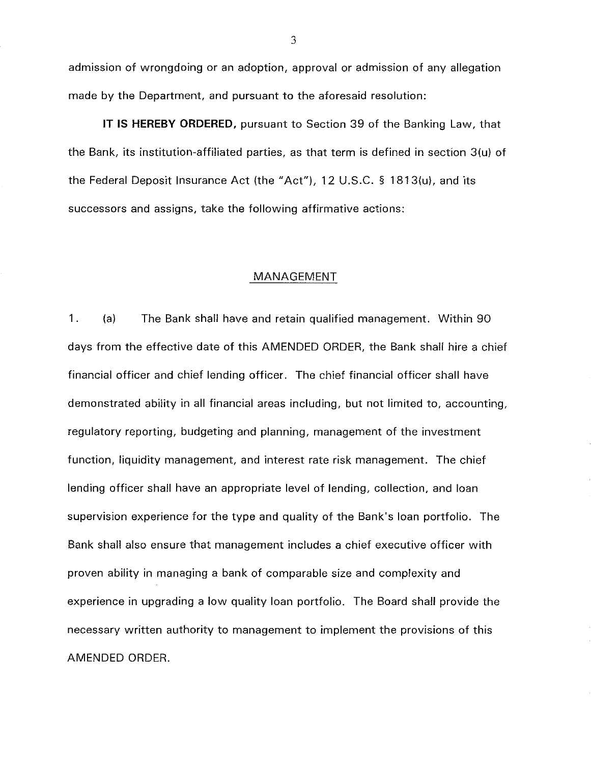admission of wrongdoing or an adoption, approval or admission of any allegation made by the Department, and pursuant to the aforesaid resolution:

**IT IS HEREBY ORDERED,** pursuant to Section 39 of the Banking Law, that the Bank, its institution-affiliated parties, as that term is defined in section 3(u) of the Federal Deposit Insurance Act (the "Act"), 12 U.S.C. § 1813(u), and its successors and assigns, take the following affirmative actions:

## MANAGEMENT

1. (a) The Bank shall have and retain qualified management. Within 90 days from the effective date of this AMENDED ORDER, the Bank shall hire a chief financial officer and chief lending officer. The chief financial officer shall have demonstrated ability in all financial areas including, but not limited to, accounting, regulatory reporting, budgeting and planning, management of the investment function, liquidity management, and interest rate risk management. The chief lending officer shall have an appropriate level of lending, collection, and loan supervision experience for the type and quality of the Bank's loan portfolio. The Bank shall also ensure that management includes a chief executive officer with proven ability in managing a bank of comparable size and complexity and experience in upgrading a low quality loan portfolio. The Board shall provide the necessary written authority to management to implement the provisions of this AMENDED ORDER.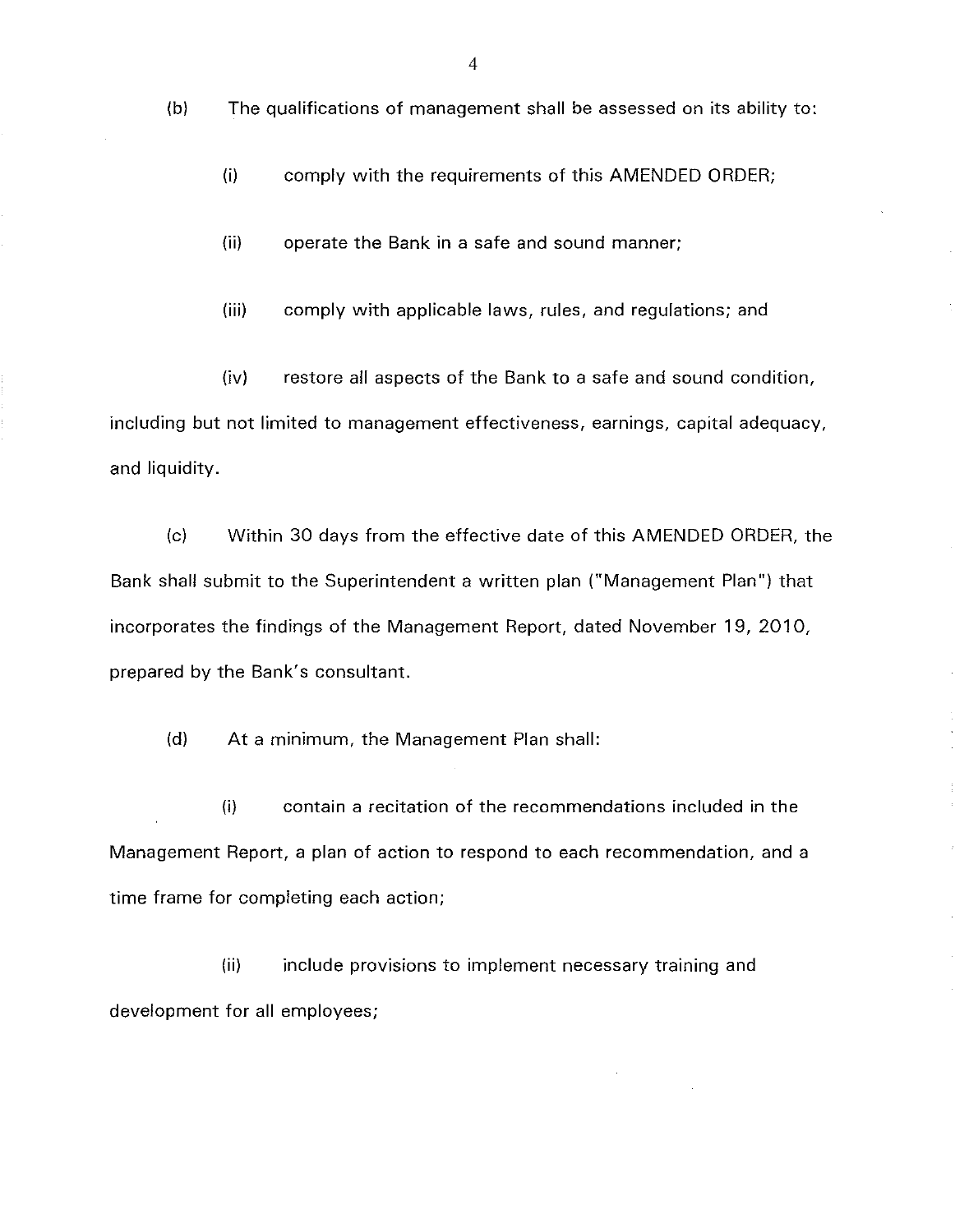(b) The qualifications of management shall be assessed on its ability to:

(i) comply with the requirements of this AMENDED ORDER;

(ii) operate the Bank in a safe and sound manner;

(iii) comply with applicable laws, rules, and regulations; and

(iv) restore all aspects of the Bank to a safe and sound condition, including but not limited to management effectiveness, earnings, capital adequacy, and liquidity.

(c) Within 30 days from the effective date of this AMENDED ORDER, the Bank shall submit to the Superintendent a written plan ("Management Plan") that incorporates the findings of the Management Report, dated November 19, 2010, prepared by the Bank's consultant.

(d) At a minimum, the Management Plan shall:

(i) contain a recitation of the recommendations included in the Management Report, a plan of action to respond to each recommendation, and a time frame for completing each action;

(ii) include provisions to implement necessary training and development for all employees;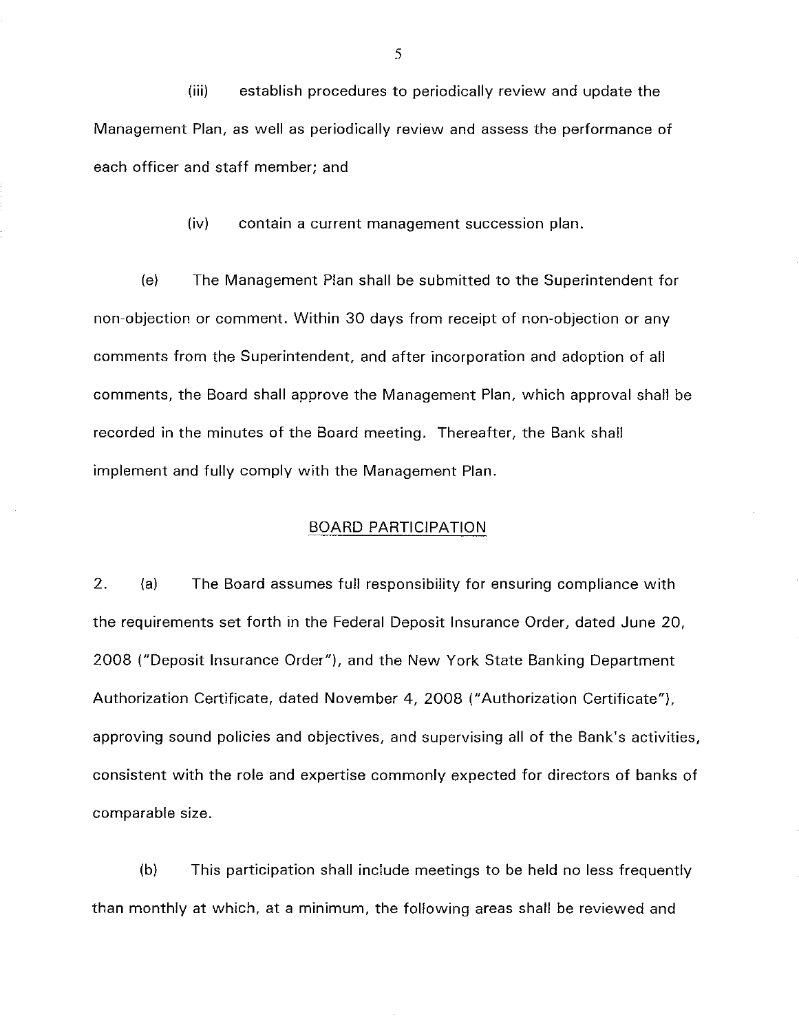(iii) establish procedures to periodically review and update the Management Plan, as well as periodically review and assess the performance of each officer and staff member; and

(iv) contain a current management succession plan.

(e) The Management Plan shall be submitted to the Superintendent for non-objection or comment. Within 30 days from receipt of non-objection or any comments from the Superintendent, and after incorporation and adoption of all comments, the Board shall approve the Management Plan, which approval shall be recorded in the minutes of the Board meeting. Thereafter, the Bank shall implement and fully comply with the Management Plan.

## BOARD PARTICIPATION

2. (a) The Board assumes full responsibility for ensuring compliance with the requirements set forth in the Federal Deposit Insurance Order, dated June 20, 2008 ("Deposit Insurance Order"), and the New York State Banking Department Authorization Certificate, dated November 4, 2008 ("Authorization Certificate"), approving sound policies and objectives, and supervising all of the Bank's activities, consistent with the role and expertise commonly expected for directors of banks of comparable size.

(b) This participation shall include meetings to be held no less frequently than monthly at which, at a minimum, the following areas shall be reviewed and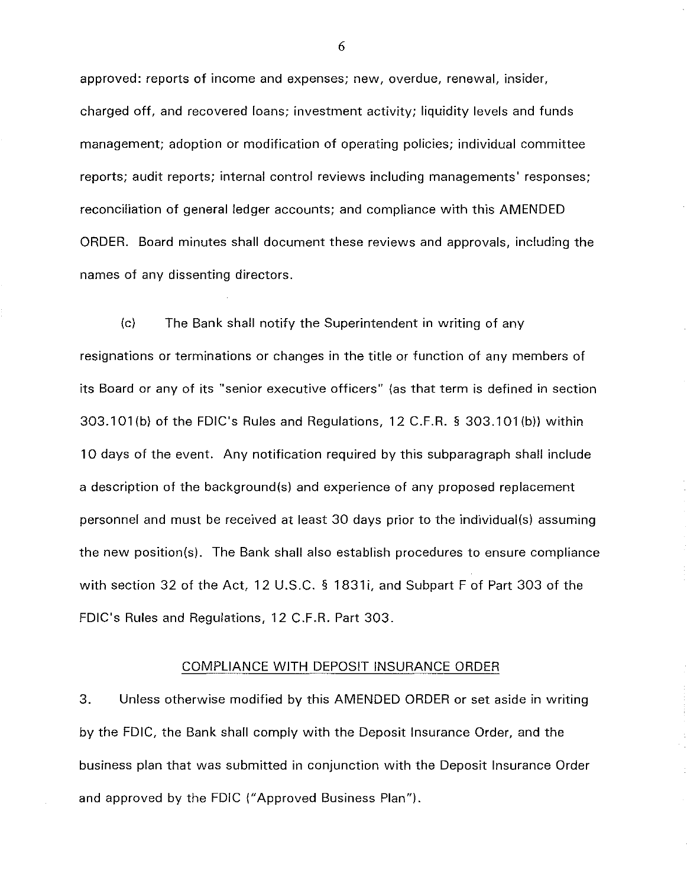approved: reports of income and expenses; new, overdue, renewal, insider, charged off, and recovered loans; investment activity; liquidity levels and funds management; adoption or modification of operating policies; individual committee reports; audit reports; internal control reviews including managements' responses; reconciliation of general ledger accounts; and compliance with this AMENDED ORDER. Board minutes shall document these reviews and approvals, including the names of any dissenting directors.

(c) The Bank shall notify the Superintendent in writing of any resignations or terminations or changes in the title or function of any members of its Board or any of its "senior executive officers" (as that term is defined in section 303.101(b) of the FDIC's Rules and Regulations, 12 C.F.R. § 303.101(b)) within 10 days of the event. Any notification required by this subparagraph shall include a description of the background(s) and experience of any proposed replacement personnel and must be received at least 30 days prior to the individual(s) assuming the new position(s). The Bank shall also establish procedures to ensure compliance with section 32 of the Act, 12 U.S.C. § 1831i, and Subpart F of Part 303 of the FDIC's Rules and Regulations, 12 C.F.R. Part 303.

## COMPLIANCE WITH DEPOSIT INSURANCE ORDER

3. Unless otherwise modified by this AMENDED ORDER or set aside in writing by the FDIC, the Bank shall comply with the Deposit Insurance Order, and the business plan that was submitted in conjunction with the Deposit Insurance Order and approved by the FDIC ("Approved Business Plan").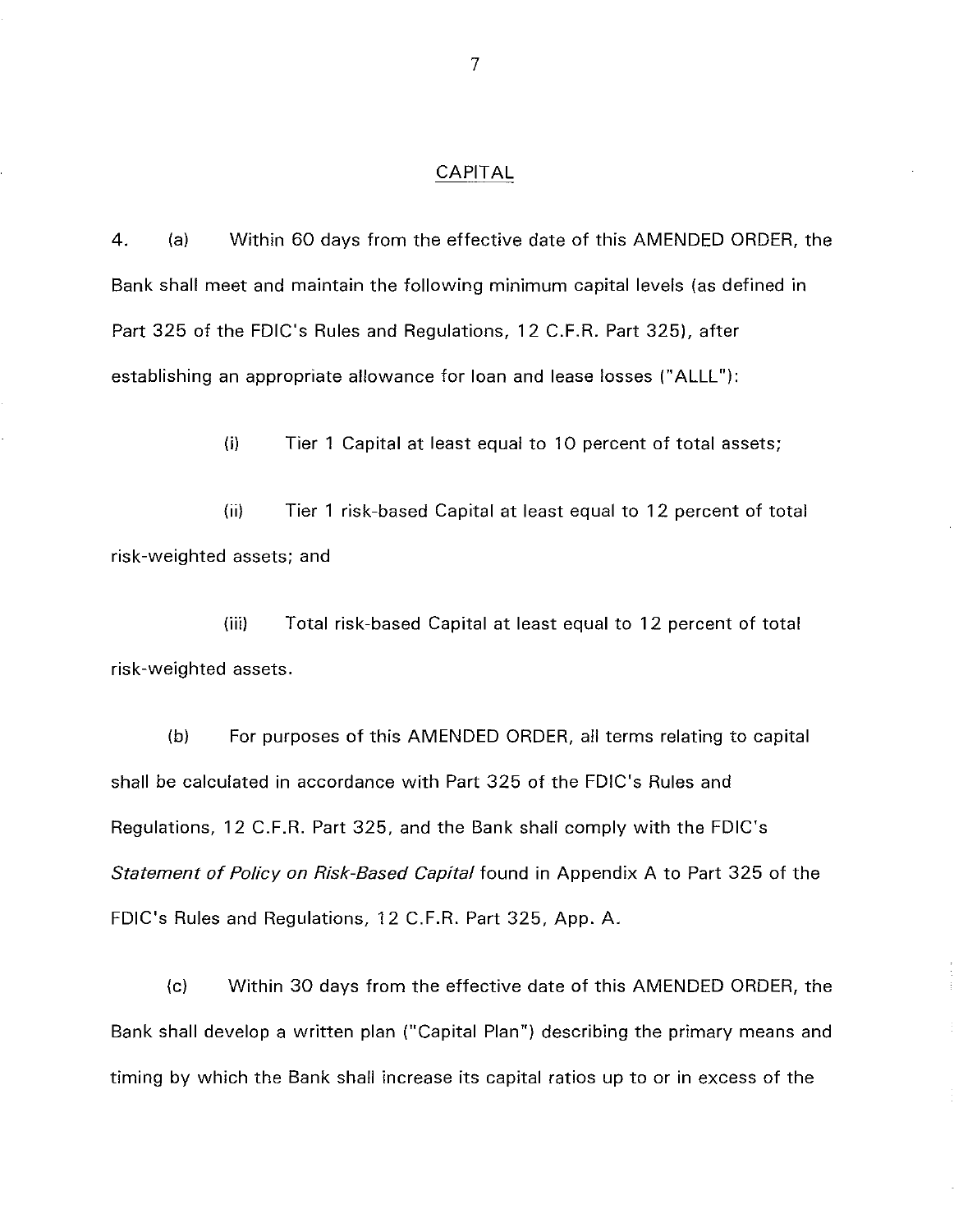## CAPITAL

4. (a) Within 60 days from the effective date of this AMENDED ORDER, the Bank shall meet and maintain the following minimum capital levels (as defined in Part 325 of the FDIC's Rules and Regulations, 12 C.F.R. Part 325), after establishing an appropriate allowance for loan and lease losses ("ALLL"):

(i) Tier 1 Capital at least equal to 10 percent of total assets;

(ii) Tier 1 risk-based Capital at least equal to 12 percent of total risk-weighted assets; and

(iii) Total risk-based Capital at least equal to 12 percent of total risk-weighted assets.

(b) For purposes of this AMENDED ORDER, all terms relating to capital shall be calculated in accordance with Part 325 of the FDIC's Rules and Regulations, 12 C.F.R. Part 325, and the Bank shall comply with the FDIC's *Statement of Policy on Risk-Based Capital* found in Appendix A to Part 325 of the FDIC's Rules and Regulations, 12 C.F.R. Part 325, App. A.

(c) Within 30 days from the effective date of this AMENDED ORDER, the Bank shall develop a written plan ("Capital Plan") describing the primary means and timing by which the Bank shall increase its capital ratios up to or in excess of the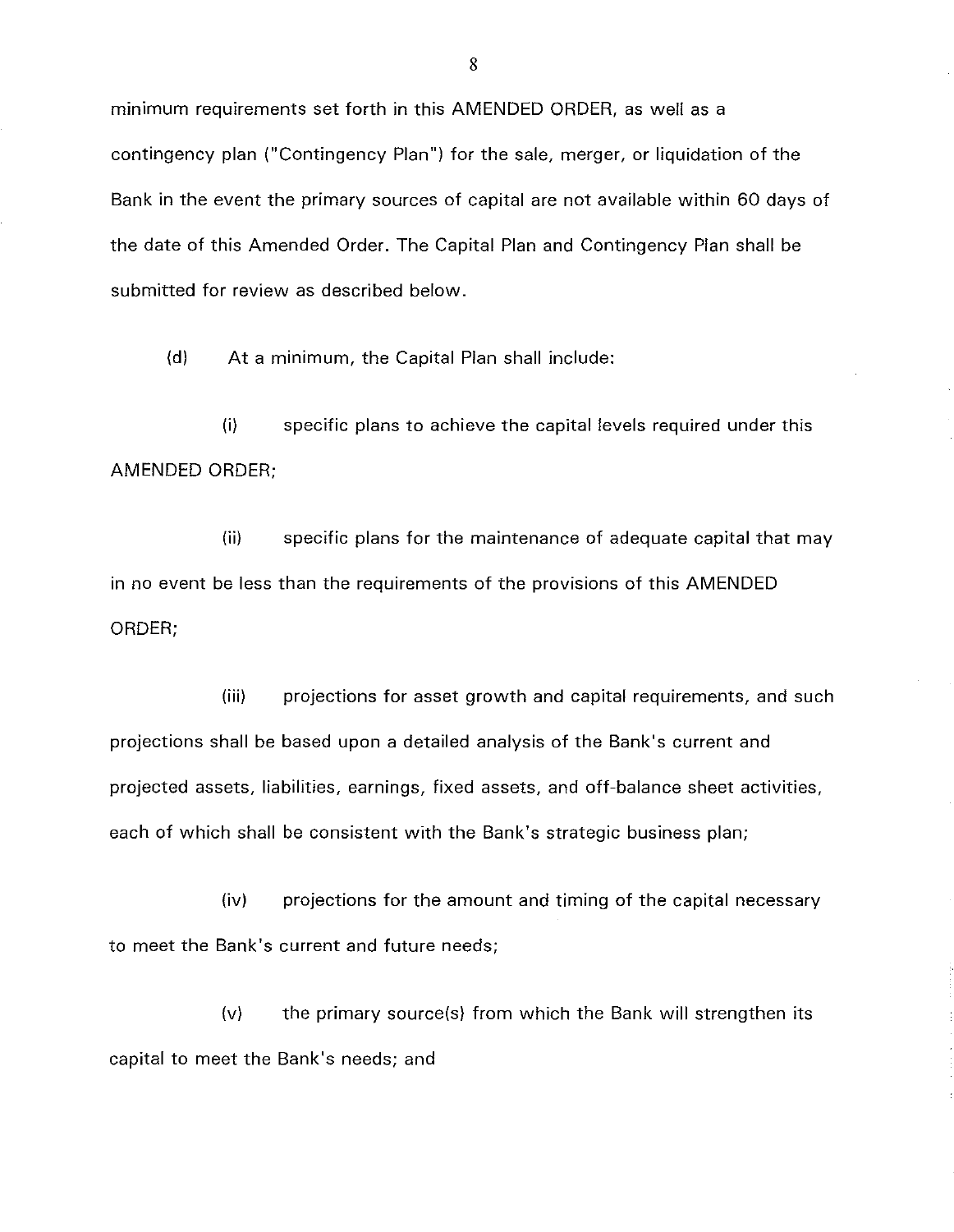minimum requirements set forth in this AMENDED ORDER, as well as a contingency plan ("Contingency Plan") for the sale, merger, or liquidation of the Bank in the event the primary sources of capital are not available within 60 days of the date of this Amended Order. The Capital Plan and Contingency Plan shall be submitted for review as described below.

(d) At a minimum, the Capital Plan shall include:

(i) specific plans to achieve the capital levels required under this AMENDED ORDER;

(ii) specific plans for the maintenance of adequate capital that may in no event be less than the requirements of the provisions of this AMENDED ORDER;

(iii) projections for asset growth and capital requirements, and such projections shall be based upon a detailed analysis of the Bank's current and projected assets, liabilities, earnings, fixed assets, and off-balance sheet activities, each of which shall be consistent with the Bank's strategic business plan;

(iv) projections for the amount and timing of the capital necessary to meet the Bank's current and future needs;

(v) the primary source(s) from which the Bank will strengthen its capital to meet the Bank's needs; and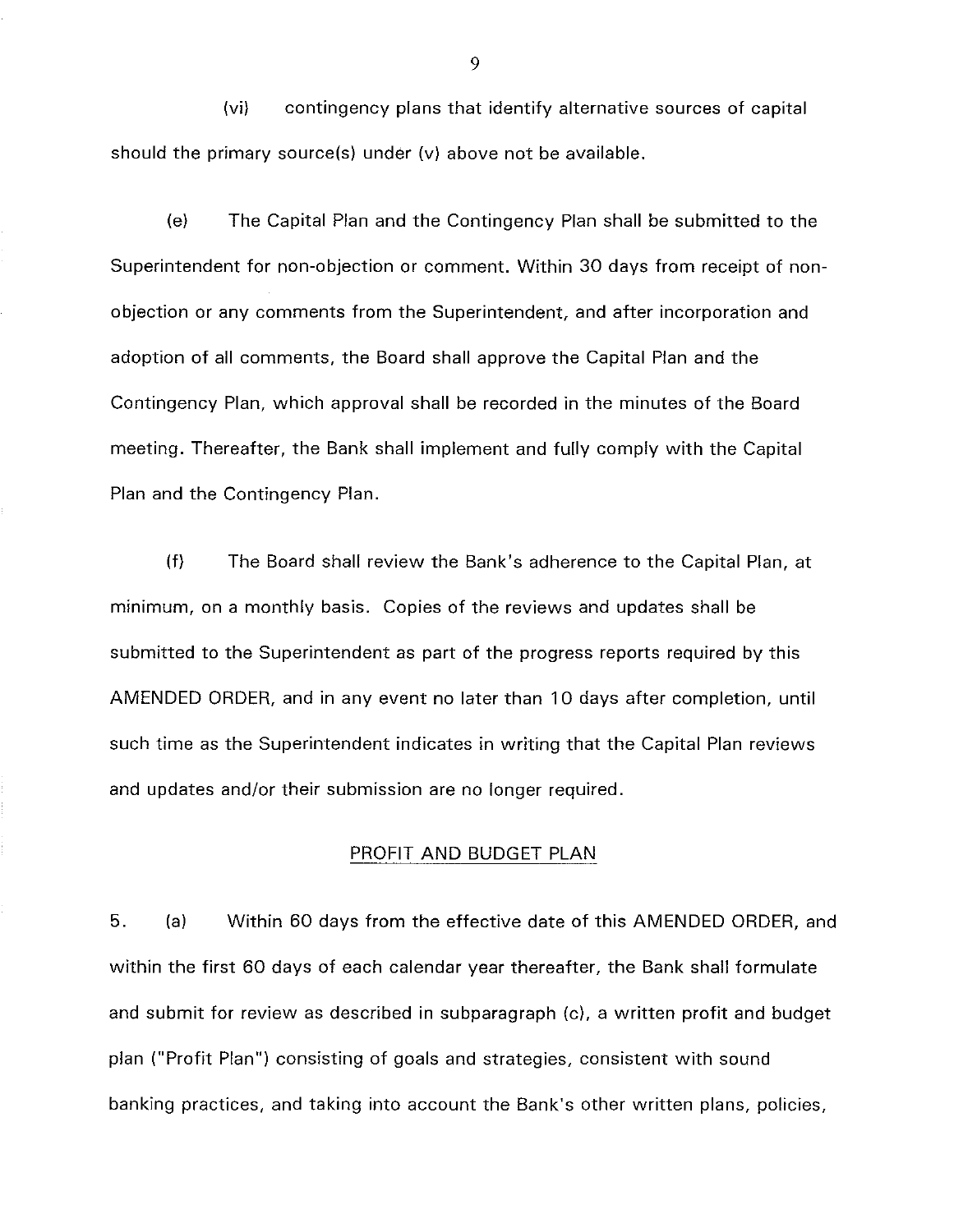(vi) contingency plans that identify alternative sources of capital should the primary source(s) under (v) above not be available.

(e) The Capital Plan and the Contingency Plan shall be submitted to the Superintendent for non-objection or comment. Within 30 days from receipt of non-objection or any comments from the Superintendent, and after incorporation and adoption of all comments, the Board shall approve the Capital Plan and the Contingency Plan, which approval shall be recorded in the minutes of the Board meeting. Thereafter, the Bank shall implement and fully comply with the Capital Plan and the Contingency Plan.

(f) The Board shall review the Bank's adherence to the Capital Plan, at minimum, on a monthly basis. Copies of the reviews and updates shall be submitted to the Superintendent as part of the progress reports required by this AMENDED ORDER, and in any event no later than 10 days after completion, until such time as the Superintendent indicates in writing that the Capital Plan reviews and updates and/or their submission are no longer required.

## PROFIT AND BUDGET PLAN

5. (a) Within 60 days from the effective date of this AMENDED ORDER, and within the first 60 days of each calendar year thereafter, the Bank shall formulate and submit for review as described in subparagraph (c), a written profit and budget plan ("Profit Plan") consisting of goals and strategies, consistent with sound banking practices, and taking into account the Bank's other written plans, policies,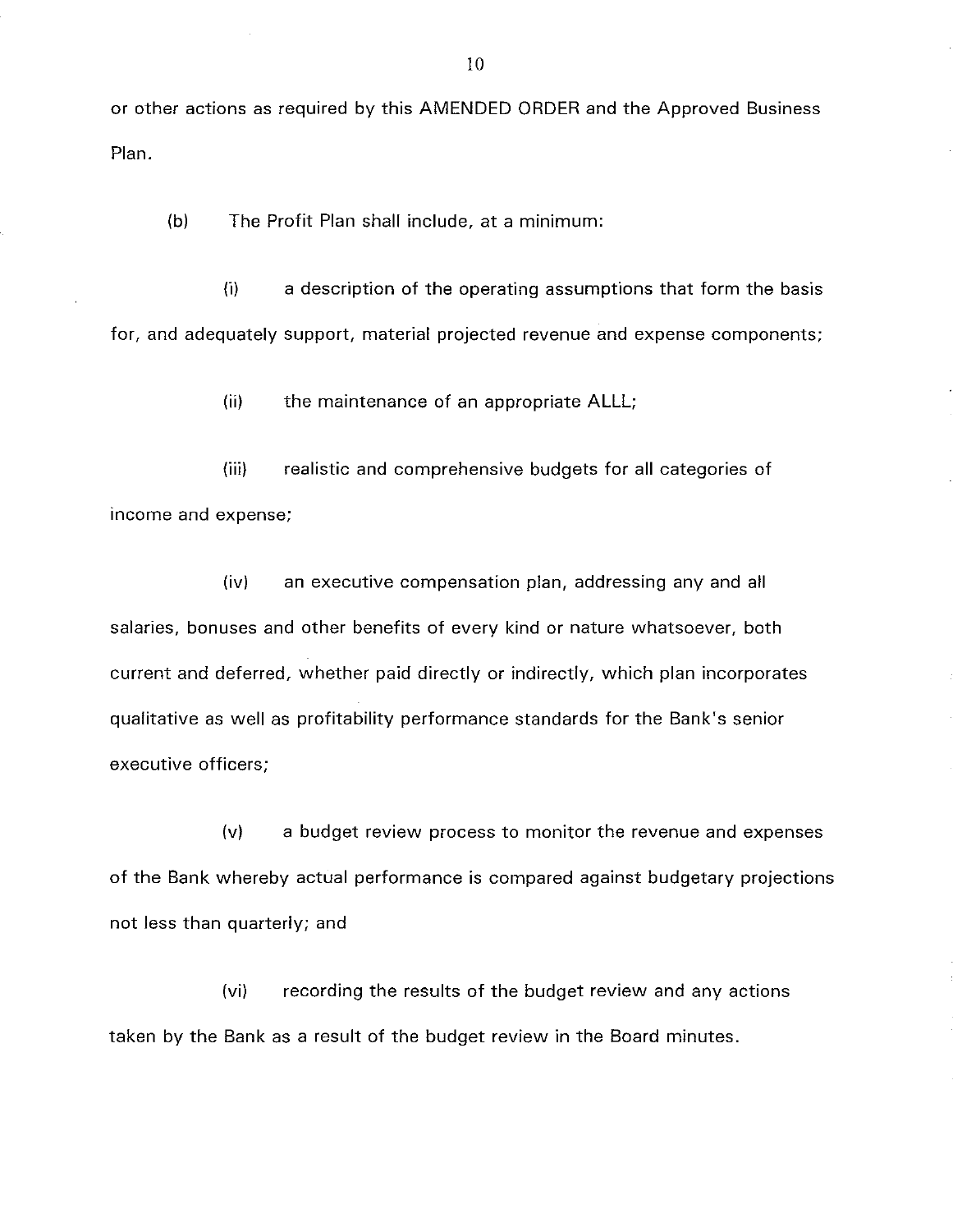or other actions as required by this AMENDED ORDER and the Approved Business Plan.

(b) The Profit Plan shall include, at a minimum:

(i) a description of the operating assumptions that form the basis for, and adequately support, material projected revenue and expense components;

(ii) the maintenance of an appropriate ALLL;

(iii) realistic and comprehensive budgets for all categories of income and expense;

(iv) an executive compensation plan, addressing any and all salaries, bonuses and other benefits of every kind or nature whatsoever, both current and deferred, whether paid directly or indirectly, which plan incorporates qualitative as well as profitability performance standards for the Bank's senior executive officers;

(v) a budget review process to monitor the revenue and expenses of the Bank whereby actual performance is compared against budgetary projections not less than quarterly; and

(vi) recording the results of the budget review and any actions taken by the Bank as a result of the budget review in the Board minutes.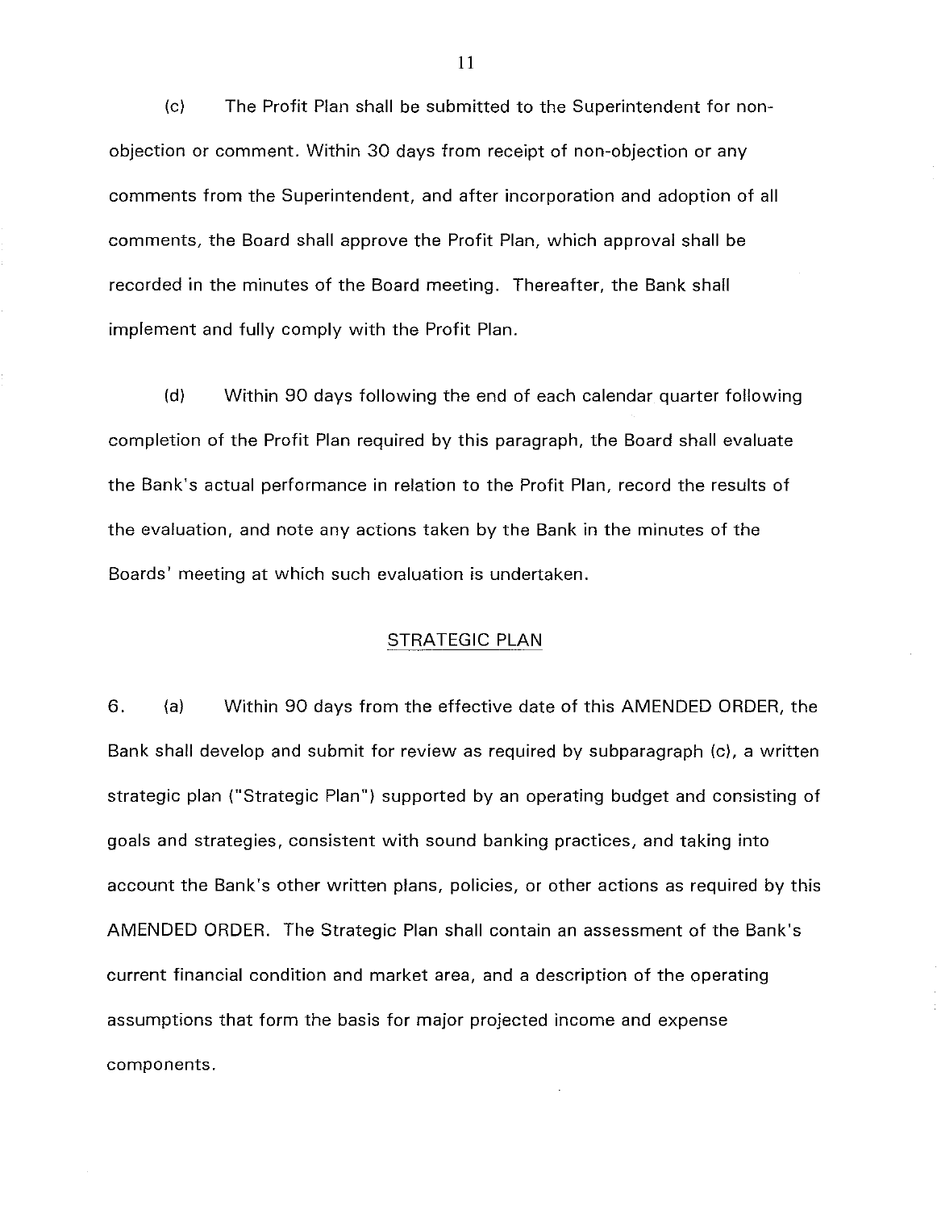(c) The Profit Plan shall be submitted to the Superintendent for non-objection or comment. Within 30 days from receipt of non-objection or any comments from the Superintendent, and after incorporation and adoption of all comments, the Board shall approve the Profit Plan, which approval shall be recorded in the minutes of the Board meeting. Thereafter, the Bank shall implement and fully comply with the Profit Plan.

(d) Within 90 days following the end of each calendar quarter following completion of the Profit Plan required by this paragraph, the Board shall evaluate the Bank's actual performance in relation to the Profit Plan, record the results of the evaluation, and note any actions taken by the Bank in the minutes of the Boards' meeting at which such evaluation is undertaken.

## STRATEGIC PLAN

6. (a) Within 90 days from the effective date of this AMENDED ORDER, the Bank shall develop and submit for review as required by subparagraph (c), a written strategic plan ("Strategic Plan") supported by an operating budget and consisting of goals and strategies, consistent with sound banking practices, and taking into account the Bank's other written plans, policies, or other actions as required by this AMENDED ORDER. The Strategic Plan shall contain an assessment of the Bank's current financial condition and market area, and a description of the operating assumptions that form the basis for major projected income and expense components.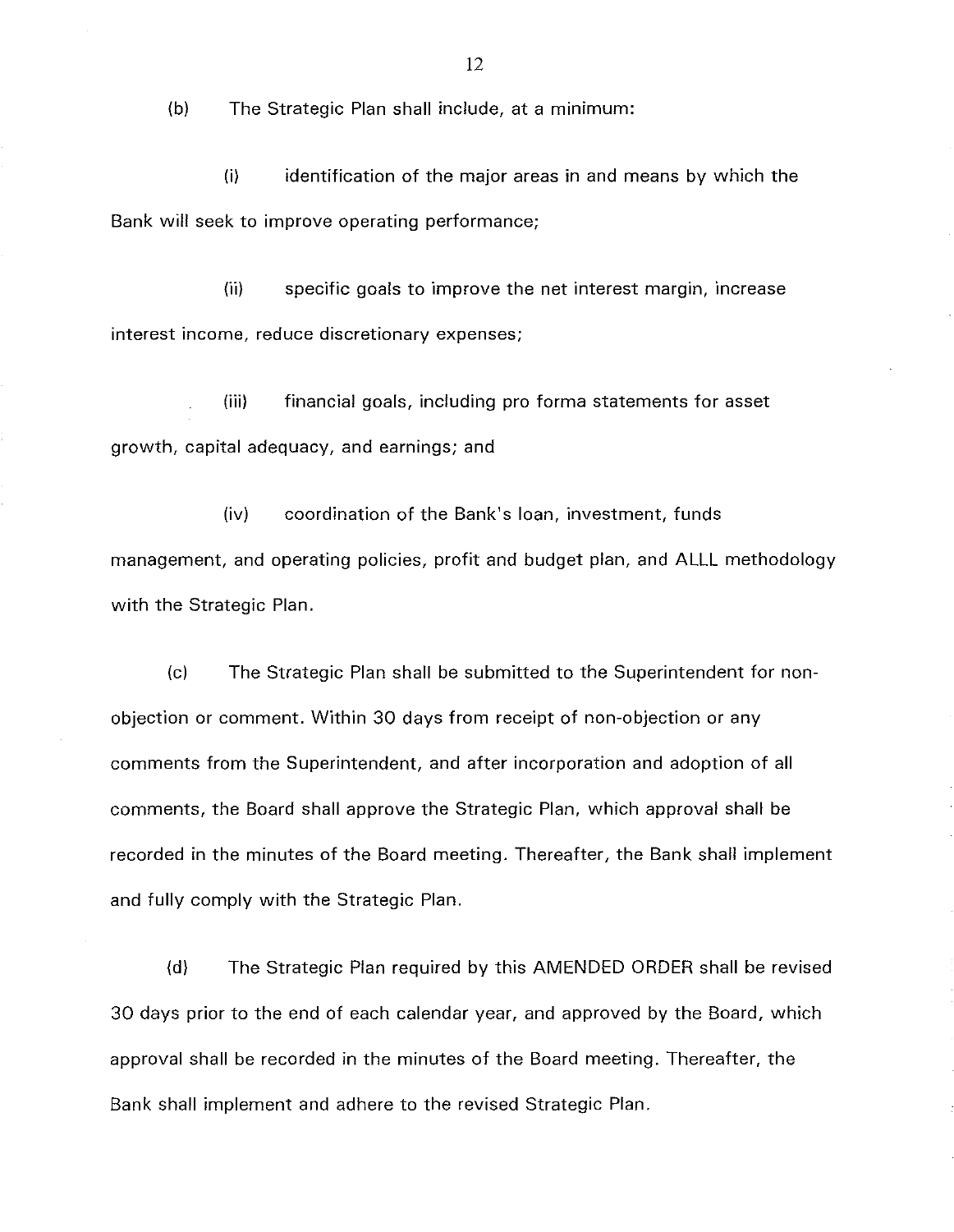(b) The Strategic Plan shall include, at a minimum:

(i) identification of the major areas in and means by which the Bank will seek to improve operating performance;

(ii) specific goals to improve the net interest margin, increase interest income, reduce discretionary expenses;

(iii) financial goals, including pro forma statements for asset growth, capital adequacy, and earnings; and

(iv) coordination of the Bank's loan, investment, funds management, and operating policies, profit and budget plan, and ALLL methodology with the Strategic Plan.

(c) The Strategic Plan shall be submitted to the Superintendent for non-objection or comment. Within 30 days from receipt of non-objection or any comments from the Superintendent, and after incorporation and adoption of all comments, the Board shall approve the Strategic Plan, which approval shall be recorded in the minutes of the Board meeting. Thereafter, the Bank shall implement and fully comply with the Strategic Plan.

(d) The Strategic Plan required by this AMENDED ORDER shall be revised 30 days prior to the end of each calendar year, and approved by the Board, which approval shall be recorded in the minutes of the Board meeting. Thereafter, the Bank shall implement and adhere to the revised Strategic Plan.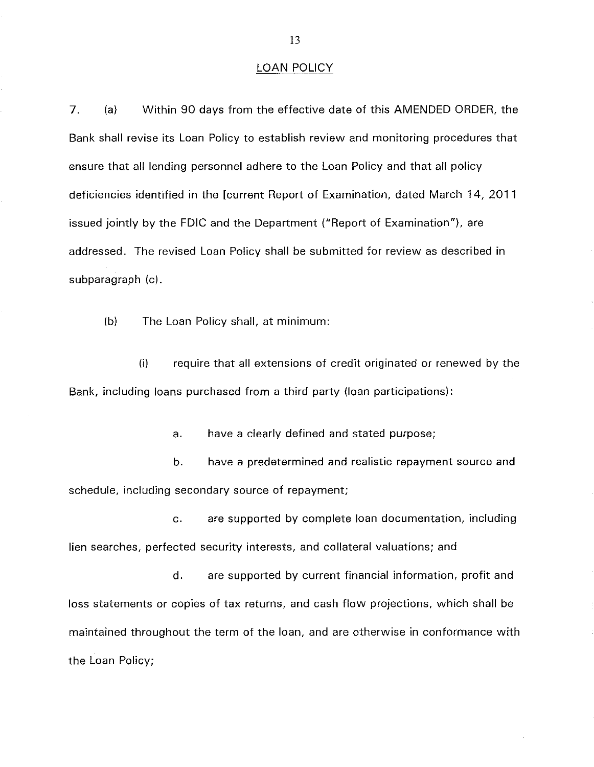## LOAN POLICY

7. (a) Within 90 days from the effective date of this AMENDED ORDER, the Bank shall revise its Loan Policy to establish review and monitoring procedures that ensure that all lending personnel adhere to the Loan Policy and that all policy deficiencies identified in the [current Report of Examination, dated March 14, 2011 issued jointly by the FDIC and the Department ("Report of Examination"), are addressed. The revised Loan Policy shall be submitted for review as described in subparagraph (c).

(b) The Loan Policy shall, at minimum:

(i) require that all extensions of credit originated or renewed by the Bank, including loans purchased from a third party (loan participations):

a. have a clearly defined and stated purpose;

b. have a predetermined and realistic repayment source and schedule, including secondary source of repayment;

c. are supported by complete loan documentation, including lien searches, perfected security interests, and collateral valuations; and

d. are supported by current financial information, profit and loss statements or copies of tax returns, and cash flow projections, which shall be maintained throughout the term of the loan, and are otherwise in conformance with the Loan Policy;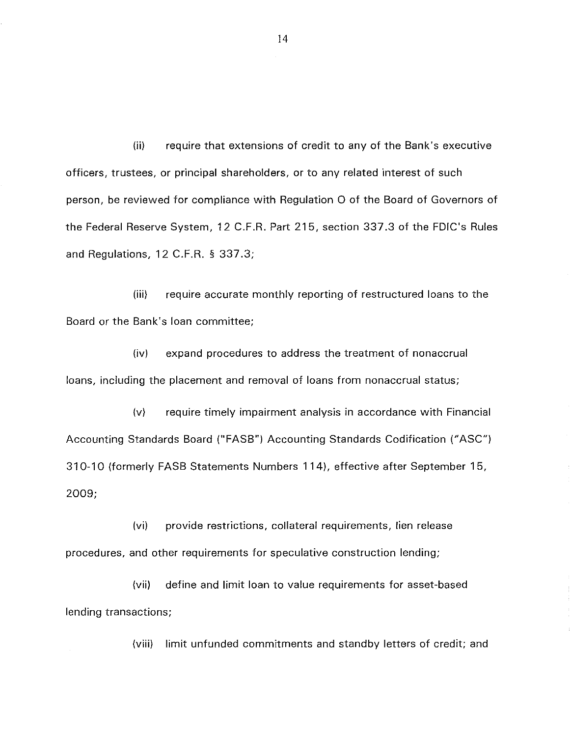(ii) require that extensions of credit to any of the Bank's executive officers, trustees, or principal shareholders, or to any related interest of such person, be reviewed for compliance with Regulation O of the Board of Governors of the Federal Reserve System, 12 C.F.R. Part 215, section 337.3 of the FDIC's Rules and Regulations, 12 C.F.R. § 337.3;

(iii) require accurate monthly reporting of restructured loans to the Board or the Bank's loan committee;

(iv) expand procedures to address the treatment of nonaccrual loans, including the placement and removal of loans from nonaccrual status;

(v) require timely impairment analysis in accordance with Financial Accounting Standards Board ("FASB") Accounting Standards Codification ("ASC") 310-10 (formerly FASB Statements Numbers 114), effective after September 15, 2009;

(vi) provide restrictions, collateral requirements, lien release procedures, and other requirements for speculative construction lending;

(vii) define and limit loan to value requirements for asset-based lending transactions;

(viii) limit unfunded commitments and standby letters of credit; and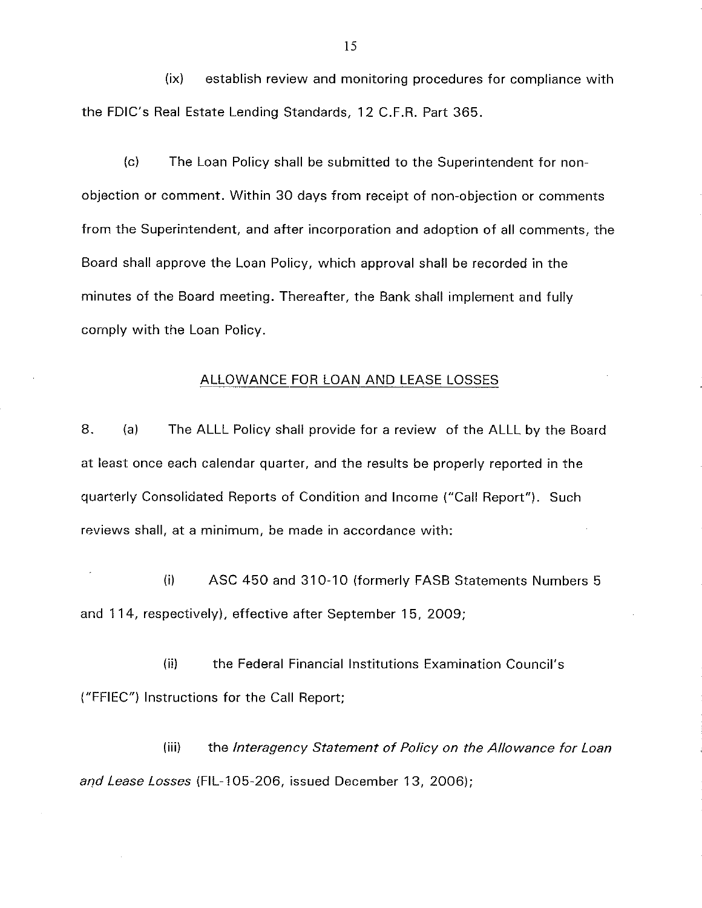(ix) establish review and monitoring procedures for compliance with the FDIC's Real Estate Lending Standards, 12 C.F.R. Part 365.

(c) The Loan Policy shall be submitted to the Superintendent for non-objection or comment. Within 30 days from receipt of non-objection or comments from the Superintendent, and after incorporation and adoption of all comments, the Board shall approve the Loan Policy, which approval shall be recorded in the minutes of the Board meeting. Thereafter, the Bank shall implement and fully comply with the Loan Policy.

## ALLOWANCE FOR LOAN AND LEASE LOSSES

8. (a) The ALLL Policy shall provide for a review of the ALLL by the Board at least once each calendar quarter, and the results be properly reported in the quarterly Consolidated Reports of Condition and Income ("Call Report"). Such reviews shall, at a minimum, be made in accordance with:

(i) ASC 450 and 310-10 (formerly FASB Statements Numbers 5 and 114, respectively), effective after September 15, 2009;

(ii) the Federal Financial Institutions Examination Council's ("FFIEC") Instructions for the Call Report;

(iii) the *Interagency Statement of Policy on the Allowance for Loan and Lease Losses* (FIL-105-206, issued December 13, 2006);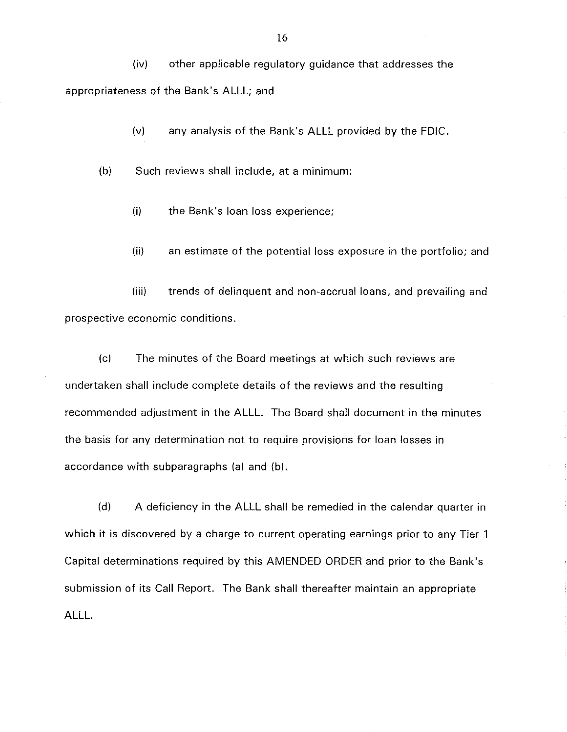(iv) other applicable regulatory guidance that addresses the appropriateness of the Bank's ALLL; and

(v) any analysis of the Bank's ALLL provided by the FDIC.

(b) Such reviews shall include, at a minimum:

(i) the Bank's loan loss experience;

(ii) an estimate of the potential loss exposure in the portfolio; and

(iii) trends of delinquent and non-accrual loans, and prevailing and prospective economic conditions.

(c) The minutes of the Board meetings at which such reviews are undertaken shall include complete details of the reviews and the resulting recommended adjustment in the ALLL. The Board shall document in the minutes the basis for any determination not to require provisions for loan losses in accordance with subparagraphs (a) and (b).

(d) A deficiency in the ALLL shall be remedied in the calendar quarter in which it is discovered by a charge to current operating earnings prior to any Tier 1 Capital determinations required by this AMENDED ORDER and prior to the Bank's submission of its Call Report. The Bank shall thereafter maintain an appropriate ALLL.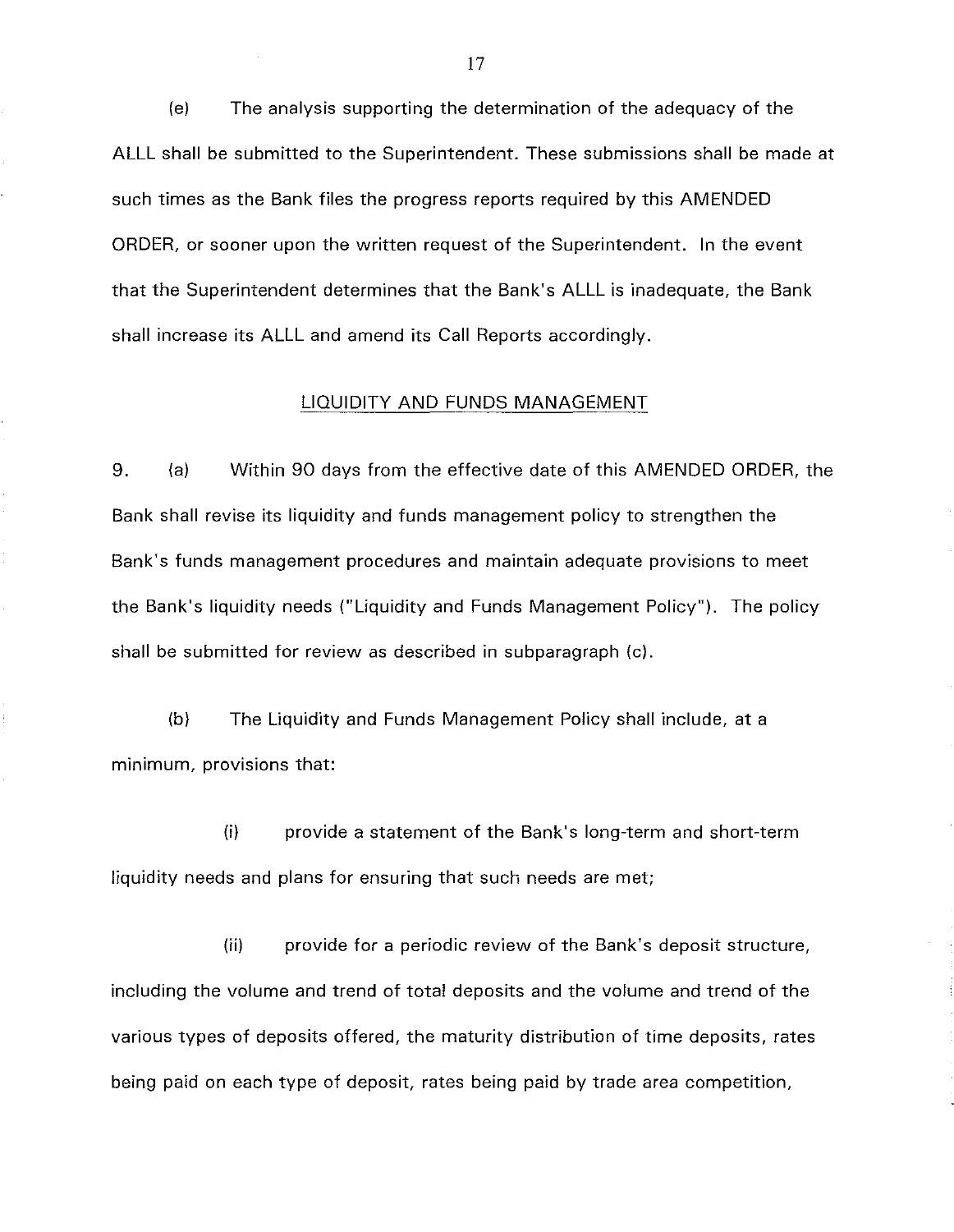(e) The analysis supporting the determination of the adequacy of the ALLL shall be submitted to the Superintendent. These submissions shall be made at such times as the Bank files the progress reports required by this AMENDED ORDER, or sooner upon the written request of the Superintendent. In the event that the Superintendent determines that the Bank's ALLL is inadequate, the Bank shall increase its ALLL and amend its Call Reports accordingly.

## LIQUIDITY AND FUNDS MANAGEMENT

9. (a) Within 90 days from the effective date of this AMENDED ORDER, the Bank shall revise its liquidity and funds management policy to strengthen the Bank's funds management procedures and maintain adequate provisions to meet the Bank's liquidity needs ("Liquidity and Funds Management Policy"). The policy shall be submitted for review as described in subparagraph (c).

(b) The Liquidity and Funds Management Policy shall include, at a minimum, provisions that:

(i) provide a statement of the Bank's long-term and short-term liquidity needs and plans for ensuring that such needs are met;

(ii) provide for a periodic review of the Bank's deposit structure, including the volume and trend of total deposits and the volume and trend of the various types of deposits offered, the maturity distribution of time deposits, rates being paid on each type of deposit, rates being paid by trade area competition,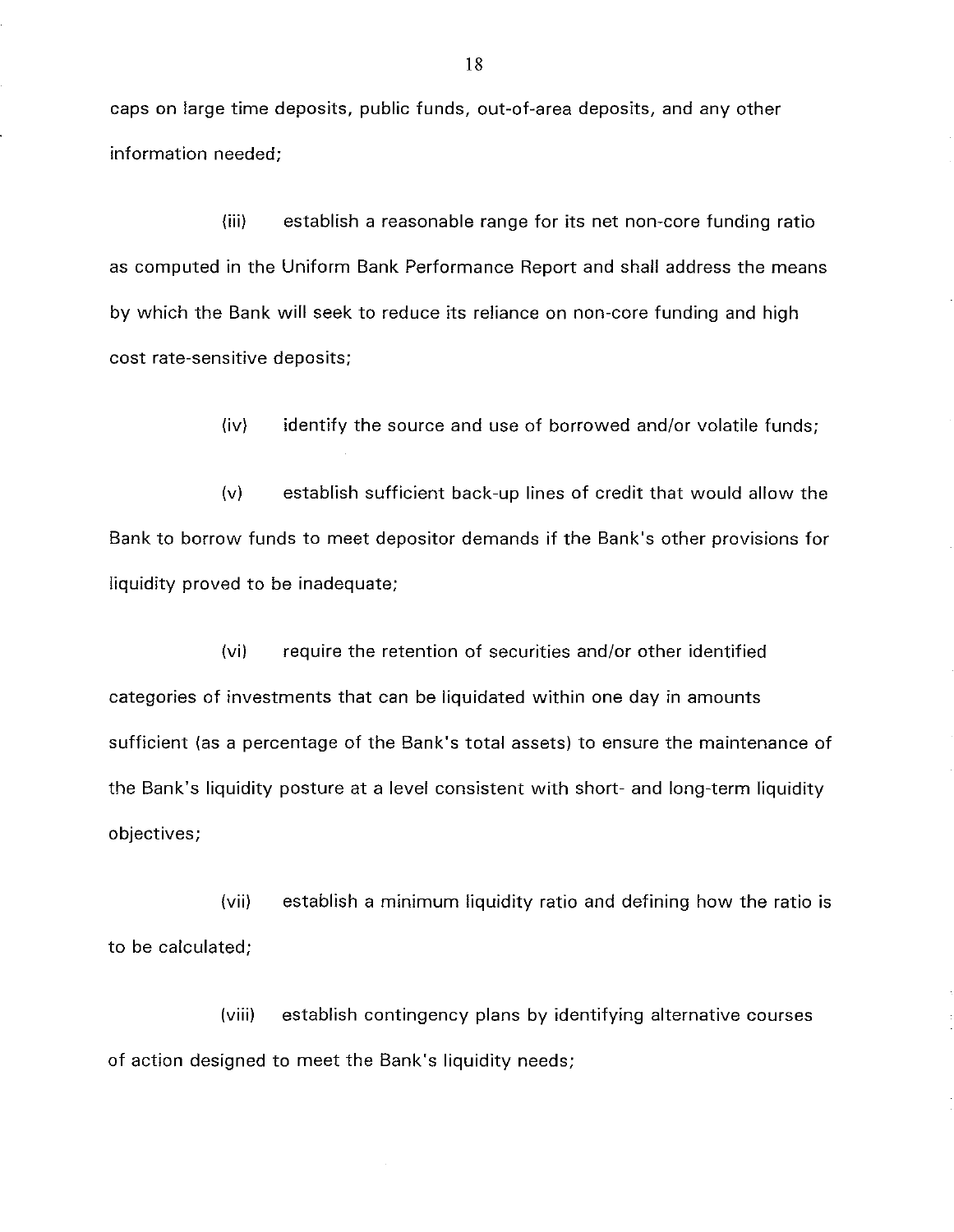caps on large time deposits, public funds, out-of-area deposits, and any other information needed;

(iii) establish a reasonable range for its net non-core funding ratio as computed in the Uniform Bank Performance Report and shall address the means by which the Bank will seek to reduce its reliance on non-core funding and high cost rate-sensitive deposits;

(iv) identify the source and use of borrowed and/or volatile funds;

(v) establish sufficient back-up lines of credit that would allow the Bank to borrow funds to meet depositor demands if the Bank's other provisions for liquidity proved to be inadequate;

(vi) require the retention of securities and/or other identified categories of investments that can be liquidated within one day in amounts sufficient (as a percentage of the Bank's total assets) to ensure the maintenance of the Bank's liquidity posture at a level consistent with short- and long-term liquidity objectives;

(vii) establish a minimum liquidity ratio and defining how the ratio is to be calculated;

(viii) establish contingency plans by identifying alternative courses of action designed to meet the Bank's liquidity needs;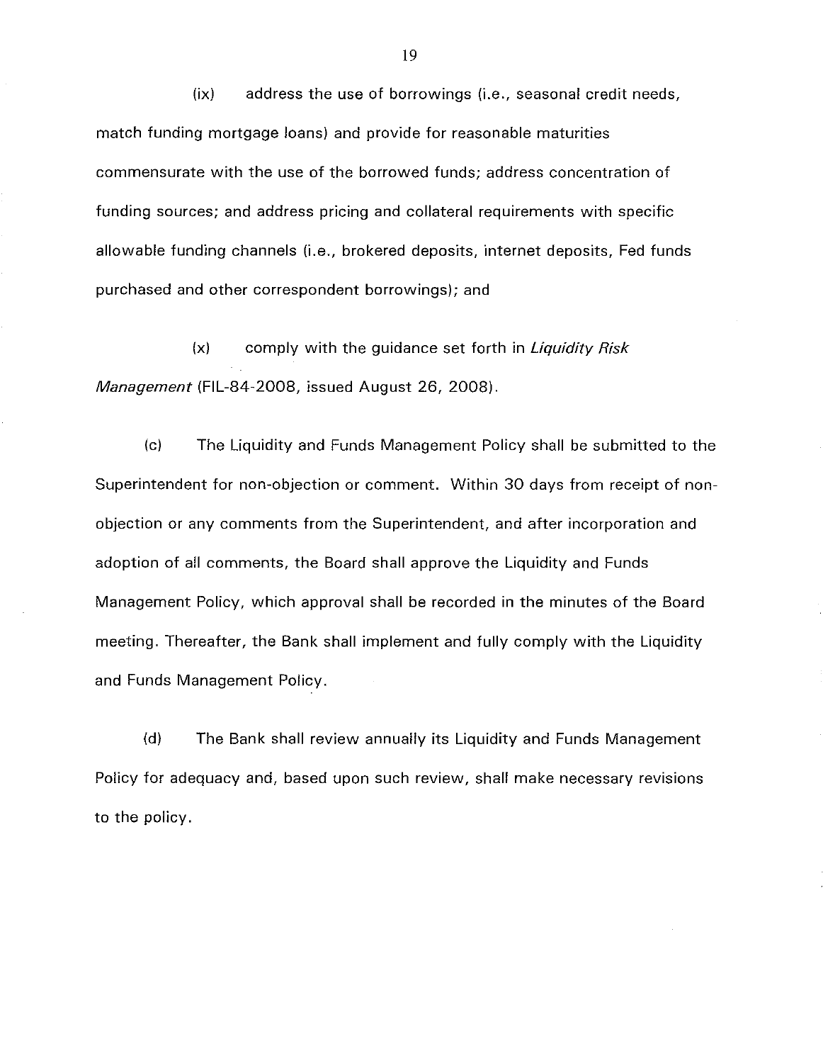(ix) address the use of borrowings (i.e., seasonal credit needs, match funding mortgage loans) and provide for reasonable maturities commensurate with the use of the borrowed funds; address concentration of funding sources; and address pricing and collateral requirements with specific allowable funding channels (i.e., brokered deposits, internet deposits, Fed funds purchased and other correspondent borrowings); and

(x) comply with the guidance set forth in *Liquidity Risk Management* (FIL-84-2008, issued August 26, 2008).

(c) The Liquidity and Funds Management Policy shall be submitted to the Superintendent for non-objection or comment. Within 30 days from receipt of non-objection or any comments from the Superintendent, and after incorporation and adoption of all comments, the Board shall approve the Liquidity and Funds Management Policy, which approval shall be recorded in the minutes of the Board meeting. Thereafter, the Bank shall implement and fully comply with the Liquidity and Funds Management Policy.

(d) The Bank shall review annually its Liquidity and Funds Management Policy for adequacy and, based upon such review, shall make necessary revisions to the policy.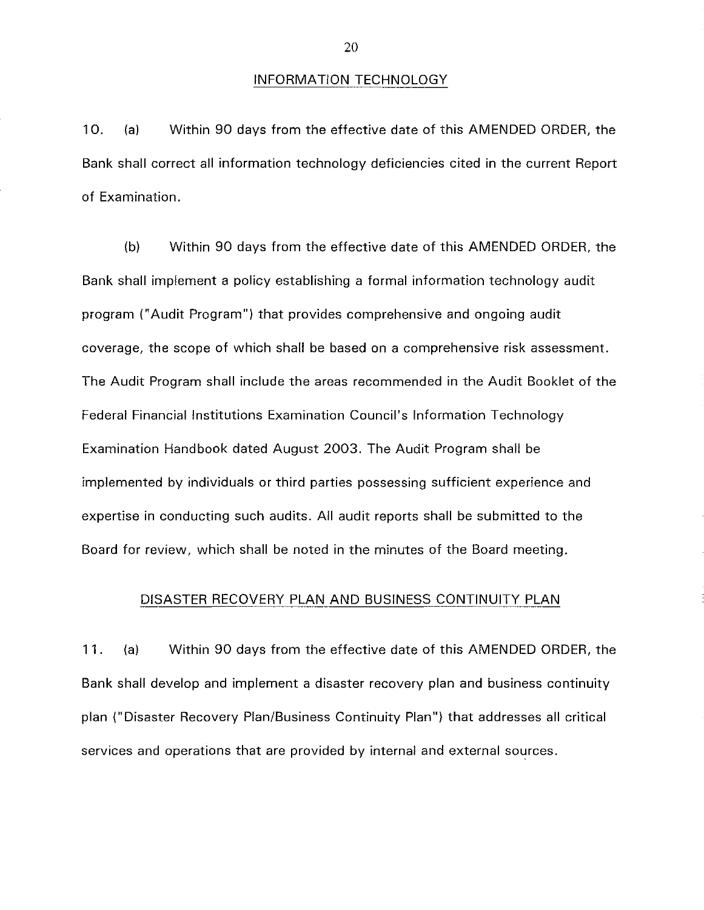## INFORMATION TECHNOLOGY

10. (a) Within 90 days from the effective date of this AMENDED ORDER, the Bank shall correct all information technology deficiencies cited in the current Report of Examination.

(b) Within 90 days from the effective date of this AMENDED ORDER, the Bank shall implement a policy establishing a formal information technology audit program ("Audit Program") that provides comprehensive and ongoing audit coverage, the scope of which shall be based on a comprehensive risk assessment. The Audit Program shall include the areas recommended in the Audit Booklet of the Federal Financial Institutions Examination Council's Information Technology Examination Handbook dated August 2003. The Audit Program shall be implemented by individuals or third parties possessing sufficient experience and expertise in conducting such audits. All audit reports shall be submitted to the Board for review, which shall be noted in the minutes of the Board meeting.

## DISASTER RECOVERY PLAN AND BUSINESS CONTINUITY PLAN

11. (a) Within 90 days from the effective date of this AMENDED ORDER, the Bank shall develop and implement a disaster recovery plan and business continuity plan ("Disaster Recovery Plan/Business Continuity Plan") that addresses all critical services and operations that are provided by internal and external sources.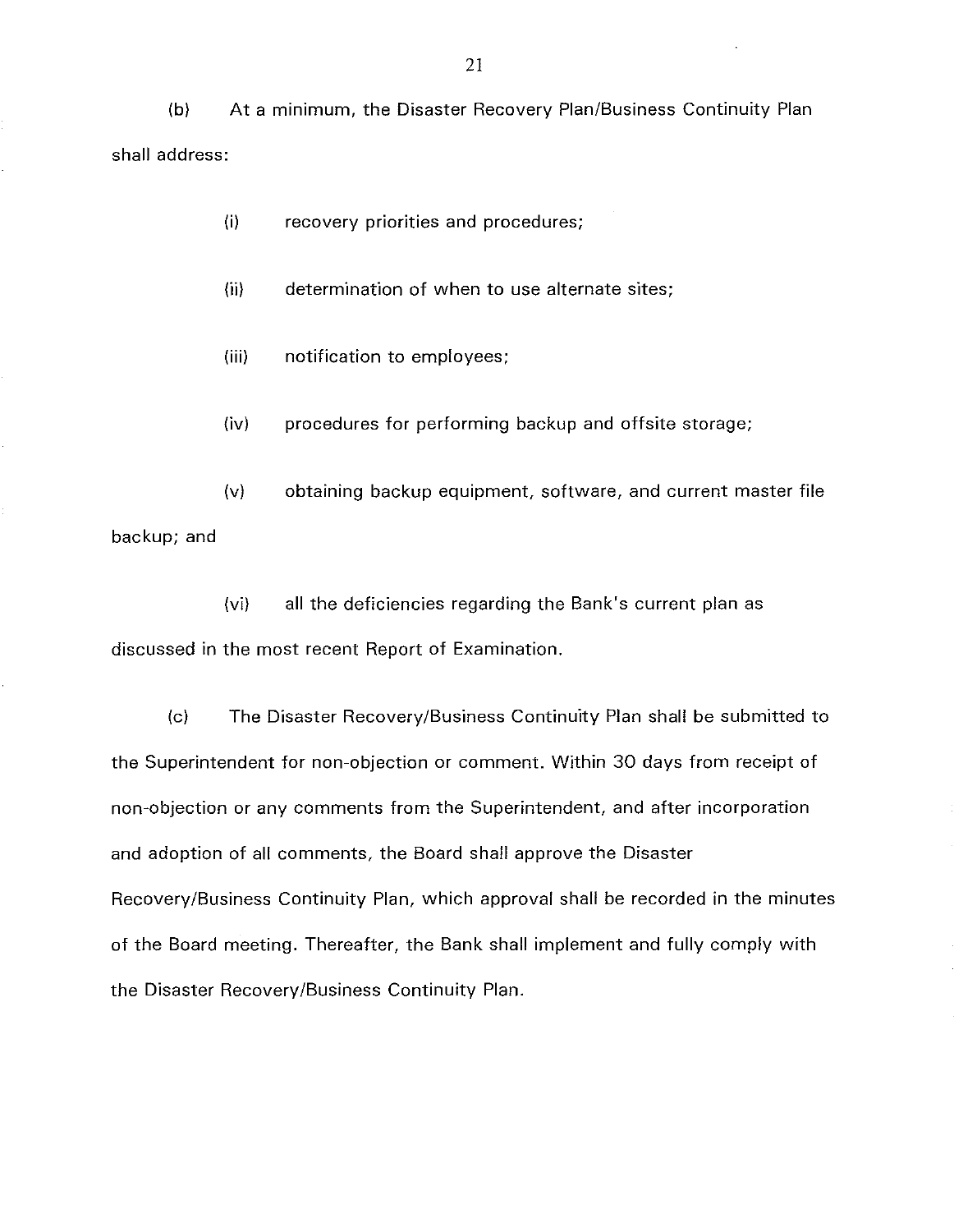(b) At a minimum, the Disaster Recovery Plan/Business Continuity Plan shall address:

(i) recovery priorities and procedures;

(ii) determination of when to use alternate sites;

(iii) notification to employees;

(iv) procedures for performing backup and offsite storage;

(v) obtaining backup equipment, software, and current master file backup; and

(vi) all the deficiencies regarding the Bank's current plan as discussed in the most recent Report of Examination.

(c) The Disaster Recovery/Business Continuity Plan shall be submitted to the Superintendent for non-objection or comment. Within 30 days from receipt of non-objection or any comments from the Superintendent, and after incorporation and adoption of all comments, the Board shall approve the Disaster Recovery/Business Continuity Plan, which approval shall be recorded in the minutes of the Board meeting. Thereafter, the Bank shall implement and fully comply with the Disaster Recovery/Business Continuity Plan.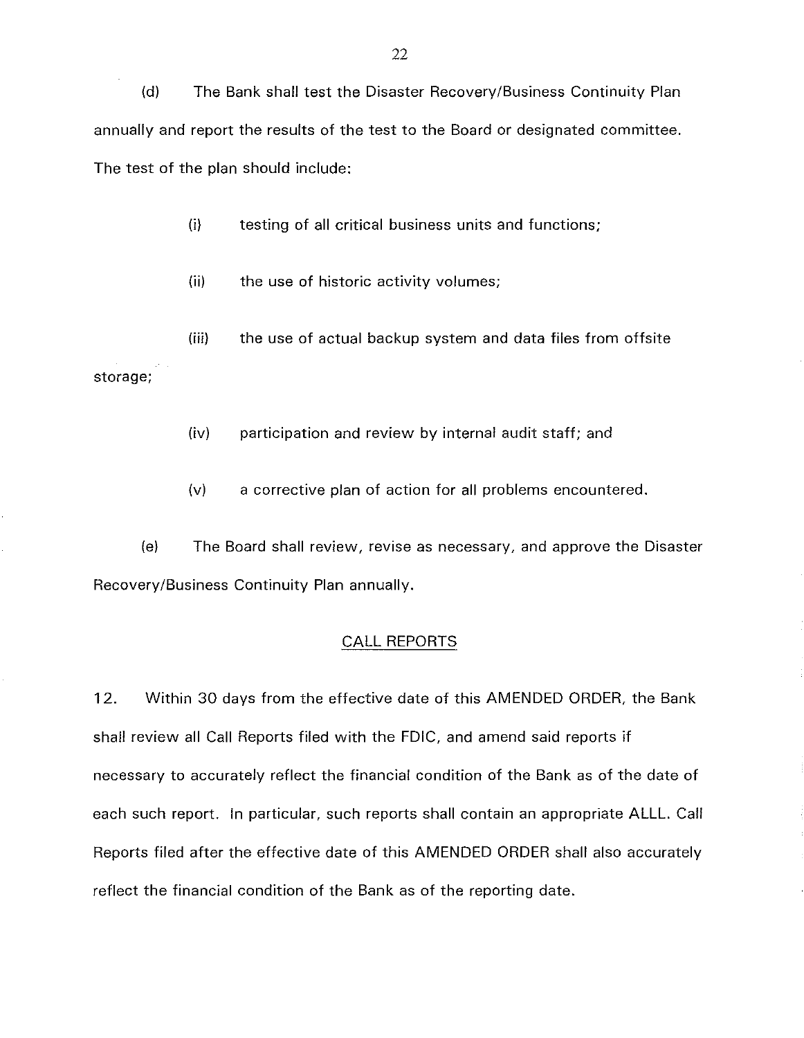(d) The Bank shall test the Disaster Recovery/Business Continuity Plan annually and report the results of the test to the Board or designated committee. The test of the plan should include:

(i) testing of all critical business units and functions;

(ii) the use of historic activity volumes;

(iii) the use of actual backup system and data files from offsite storage;

(iv) participation and review by internal audit staff; and

(v) a corrective plan of action for all problems encountered.

(e) The Board shall review, revise as necessary, and approve the Disaster Recovery/Business Continuity Plan annually.

## CALL REPORTS

12. Within 30 days from the effective date of this AMENDED ORDER, the Bank shall review all Call Reports filed with the FDIC, and amend said reports if necessary to accurately reflect the financial condition of the Bank as of the date of each such report. In particular, such reports shall contain an appropriate ALLL. Call Reports filed after the effective date of this AMENDED ORDER shall also accurately reflect the financial condition of the Bank as of the reporting date.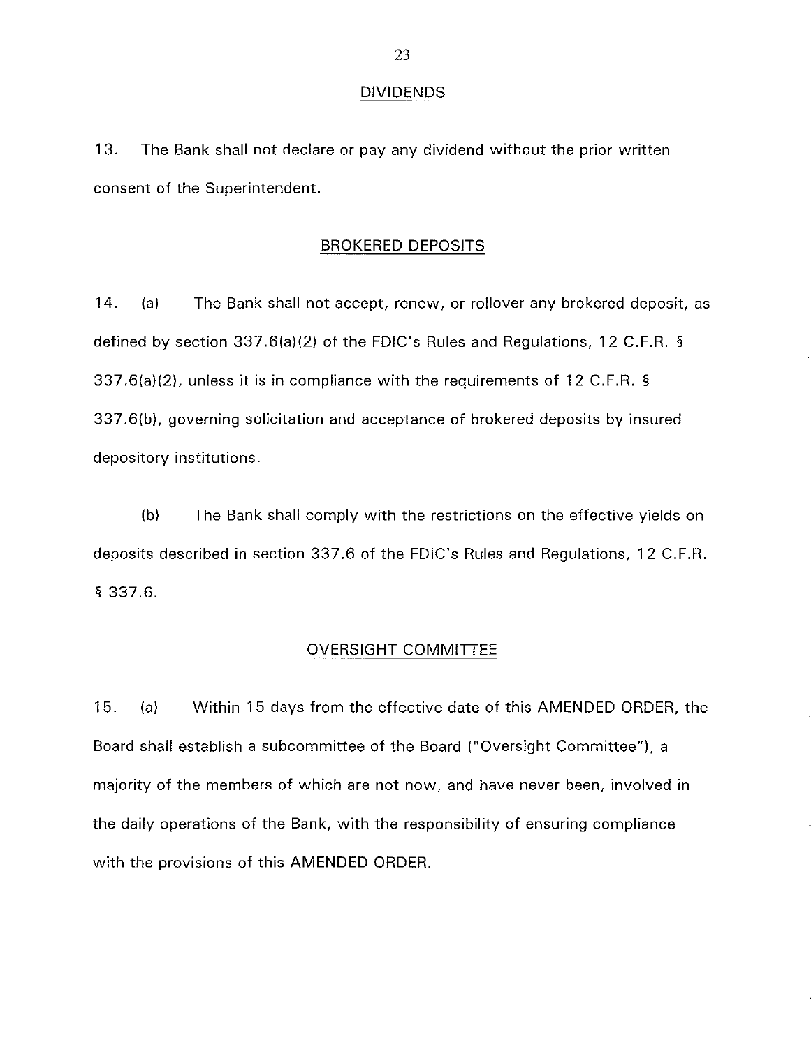## DIVIDENDS

13. The Bank shall not declare or pay any dividend without the prior written consent of the Superintendent.

## BROKERED DEPOSITS

14. (a) The Bank shall not accept, renew, or rollover any brokered deposit, as defined by section 337.6(a)(2) of the FDIC's Rules and Regulations, 12 C.F.R. § 337.6(a)(2), unless it is in compliance with the requirements of 12 C.F.R. § 337.6(b), governing solicitation and acceptance of brokered deposits by insured depository institutions.

(b) The Bank shall comply with the restrictions on the effective yields on deposits described in section 337.6 of the FDIC's Rules and Regulations, 12 C.F.R. § 337.6.

## OVERSIGHT COMMITTEE

15. (a) Within 15 days from the effective date of this AMENDED ORDER, the Board shall establish a subcommittee of the Board ("Oversight Committee"), a majority of the members of which are not now, and have never been, involved in the daily operations of the Bank, with the responsibility of ensuring compliance with the provisions of this AMENDED ORDER.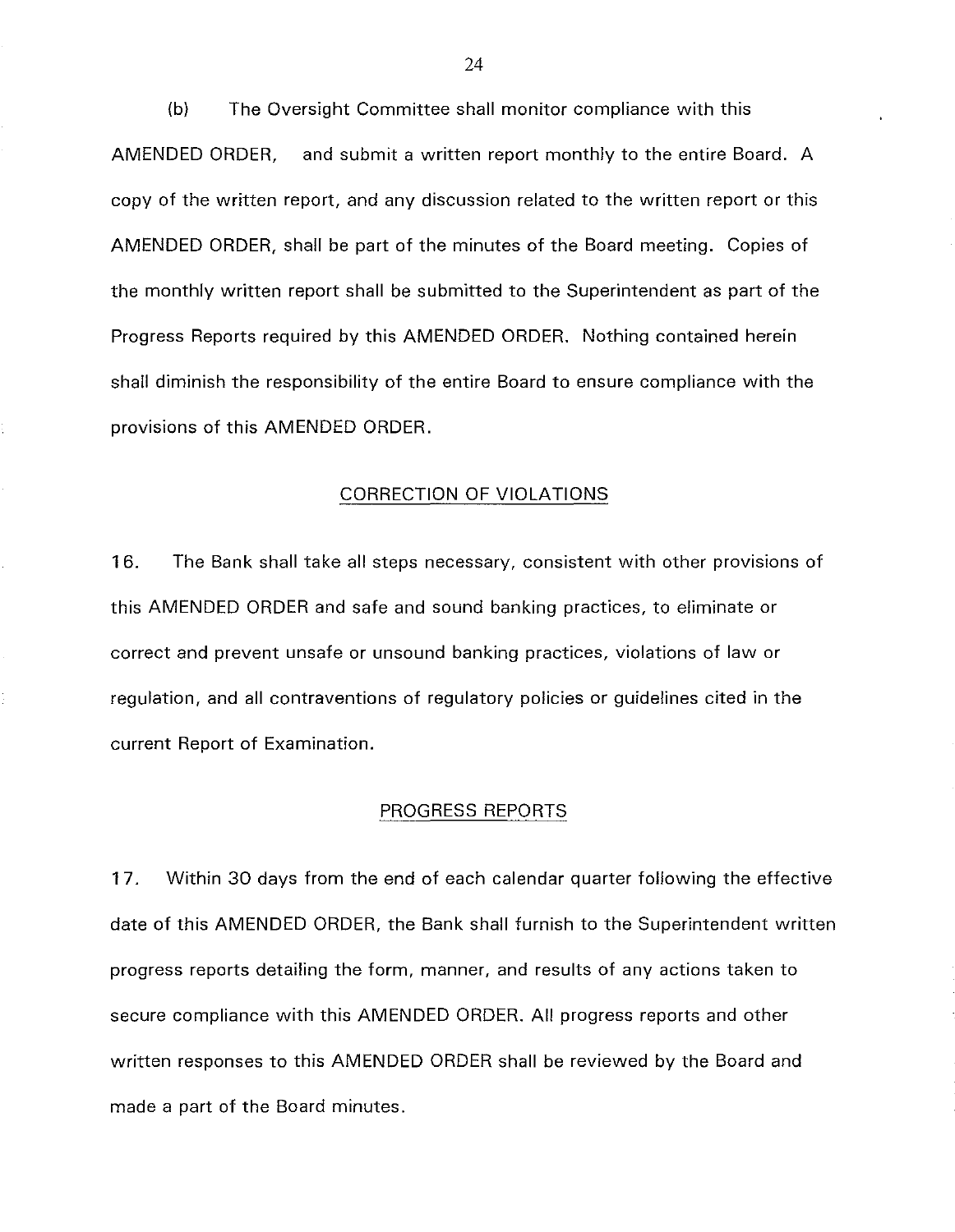(b) The Oversight Committee shall monitor compliance with this AMENDED ORDER, and submit a written report monthly to the entire Board. A copy of the written report, and any discussion related to the written report or this AMENDED ORDER, shall be part of the minutes of the Board meeting. Copies of the monthly written report shall be submitted to the Superintendent as part of the Progress Reports required by this AMENDED ORDER. Nothing contained herein shall diminish the responsibility of the entire Board to ensure compliance with the provisions of this AMENDED ORDER.

## CORRECTION OF VIOLATIONS

16. The Bank shall take all steps necessary, consistent with other provisions of this AMENDED ORDER and safe and sound banking practices, to eliminate or correct and prevent unsafe or unsound banking practices, violations of law or regulation, and all contraventions of regulatory policies or guidelines cited in the current Report of Examination.

## PROGRESS REPORTS

17. Within 30 days from the end of each calendar quarter following the effective date of this AMENDED ORDER, the Bank shall furnish to the Superintendent written progress reports detailing the form, manner, and results of any actions taken to secure compliance with this AMENDED ORDER. All progress reports and other written responses to this AMENDED ORDER shall be reviewed by the Board and made a part of the Board minutes.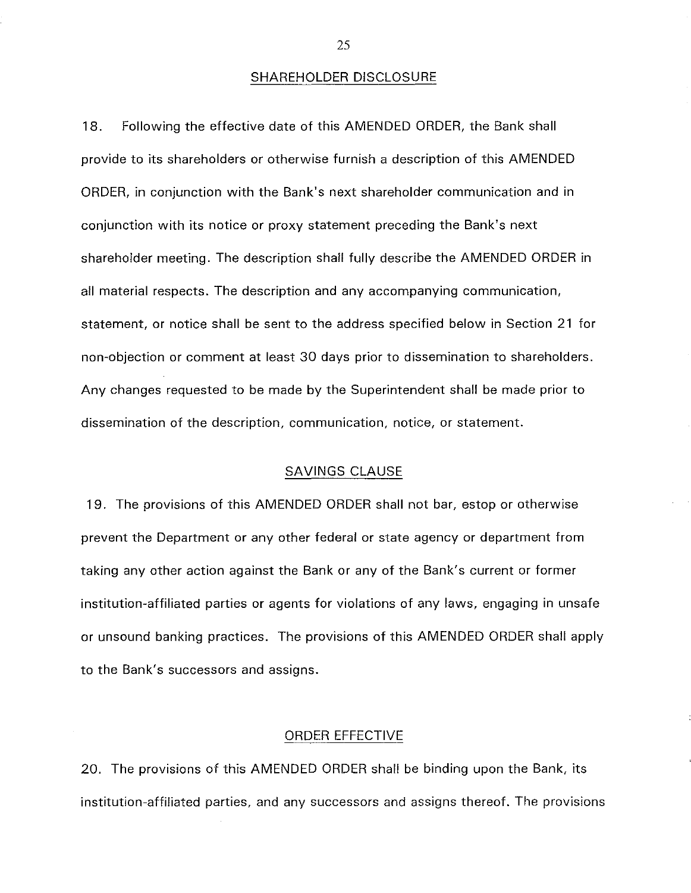## SHAREHOLDER DISCLOSURE

18. Following the effective date of this AMENDED ORDER, the Bank shall provide to its shareholders or otherwise furnish a description of this AMENDED ORDER, in conjunction with the Bank's next shareholder communication and in conjunction with its notice or proxy statement preceding the Bank's next shareholder meeting. The description shall fully describe the AMENDED ORDER in all material respects. The description and any accompanying communication, statement, or notice shall be sent to the address specified below in Section 21 for non-objection or comment at least 30 days prior to dissemination to shareholders. Any changes requested to be made by the Superintendent shall be made prior to dissemination of the description, communication, notice, or statement.

## SAVINGS CLAUSE

19. The provisions of this AMENDED ORDER shall not bar, estop or otherwise prevent the Department or any other federal or state agency or department from taking any other action against the Bank or any of the Bank's current or former institution-affiliated parties or agents for violations of any laws, engaging in unsafe or unsound banking practices. The provisions of this AMENDED ORDER shall apply to the Bank's successors and assigns.

## ORDER EFFECTIVE

20. The provisions of this AMENDED ORDER shall be binding upon the Bank, its institution-affiliated parties, and any successors and assigns thereof. The provisions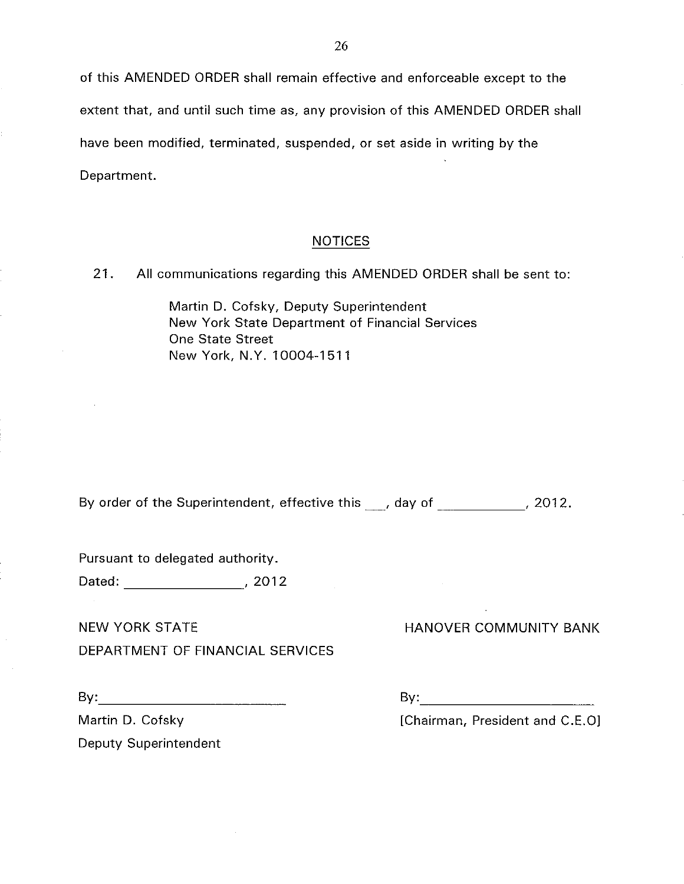of this AMENDED ORDER shall remain effective and enforceable except to the extent that, and until such time as, any provision of this AMENDED ORDER shall have been modified, terminated, suspended, or set aside in writing by the Department.

## NOTICES

21. All communications regarding this AMENDED ORDER shall be sent to:

    Martin D. Cofsky, Deputy Superintendent
    New York State Department of Financial Services
    One State Street
    New York, N.Y. 10004-1511

By order of the Superintendent, effective this ___, day of ____________, 2012.

Pursuant to delegated authority.

Dated: ________________, 2012

NEW YORK STATE
DEPARTMENT OF FINANCIAL SERVICES

By:__________________________

Martin D. Cofsky
Deputy Superintendent

HANOVER COMMUNITY BANK

By:__________________________

[Chairman, President and C.E.O]